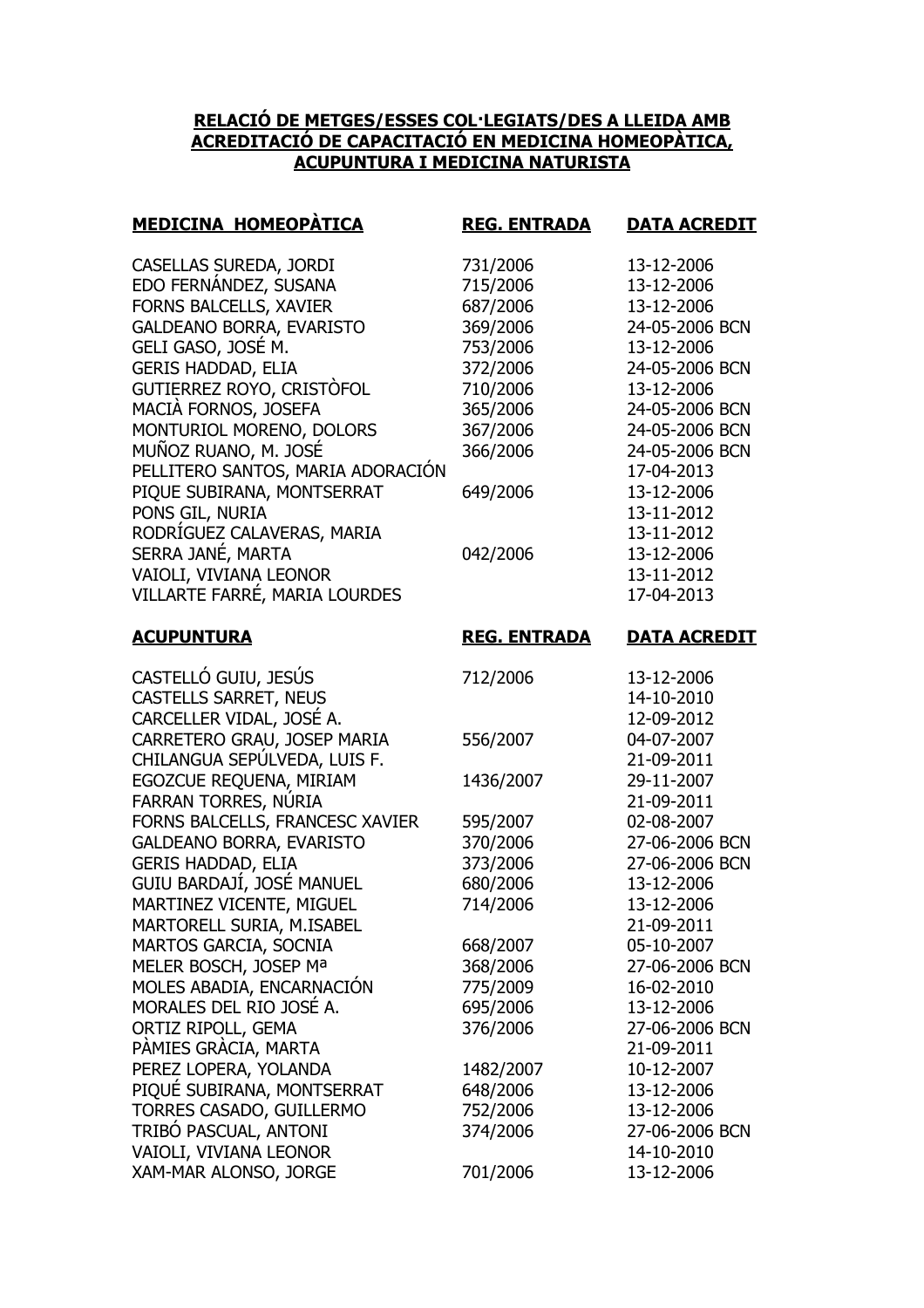**RELACIÓ DE METGES/ESSES COL·LEGIATS/DES A LLEIDA AMB ACREDITACIÓ DE CAPACITACIÓ EN MEDICINA HOMEOPÀTICA, ACUPUNTURA I MEDICINA NATURISTA**

| **MEDICINA HOMEOPÀTICA** | **REG. ENTRADA** | **DATA ACREDIT** |
|---|---|---|
| CASELLAS SUREDA, JORDI | 731/2006 | 13-12-2006 |
| EDO FERNÁNDEZ, SUSANA | 715/2006 | 13-12-2006 |
| FORNS BALCELLS, XAVIER | 687/2006 | 13-12-2006 |
| GALDEANO BORRA, EVARISTO | 369/2006 | 24-05-2006 BCN |
| GELI GASO, JOSÉ M. | 753/2006 | 13-12-2006 |
| GERIS HADDAD, ELIA | 372/2006 | 24-05-2006 BCN |
| GUTIERREZ ROYO, CRISTÒFOL | 710/2006 | 13-12-2006 |
| MACIÀ FORNOS, JOSEFA | 365/2006 | 24-05-2006 BCN |
| MONTURIOL MORENO, DOLORS | 367/2006 | 24-05-2006 BCN |
| MUÑOZ RUANO, M. JOSÉ | 366/2006 | 24-05-2006 BCN |
| PELLITERO SANTOS, MARIA ADORACIÓN | | 17-04-2013 |
| PIQUE SUBIRANA, MONTSERRAT | 649/2006 | 13-12-2006 |
| PONS GIL, NURIA | | 13-11-2012 |
| RODRÍGUEZ CALAVERAS, MARIA | | 13-11-2012 |
| SERRA JANÉ, MARTA | 042/2006 | 13-12-2006 |
| VAIOLI, VIVIANA LEONOR | | 13-11-2012 |
| VILLARTE FARRÉ, MARIA LOURDES | | 17-04-2013 |

| **ACUPUNTURA** | **REG. ENTRADA** | **DATA ACREDIT** |
|---|---|---|
| CASTELLÓ GUIU, JESÚS | 712/2006 | 13-12-2006 |
| CASTELLS SARRET, NEUS | | 14-10-2010 |
| CARCELLER VIDAL, JOSÉ A. | | 12-09-2012 |
| CARRETERO GRAU, JOSEP MARIA | 556/2007 | 04-07-2007 |
| CHILANGUA SEPÚLVEDA, LUIS F. | | 21-09-2011 |
| EGOZCUE REQUENA, MIRIAM | 1436/2007 | 29-11-2007 |
| FARRAN TORRES, NÚRIA | | 21-09-2011 |
| FORNS BALCELLS, FRANCESC XAVIER | 595/2007 | 02-08-2007 |
| GALDEANO BORRA, EVARISTO | 370/2006 | 27-06-2006 BCN |
| GERIS HADDAD, ELIA | 373/2006 | 27-06-2006 BCN |
| GUIU BARDAJÍ, JOSÉ MANUEL | 680/2006 | 13-12-2006 |
| MARTINEZ VICENTE, MIGUEL | 714/2006 | 13-12-2006 |
| MARTORELL SURIA, M.ISABEL | | 21-09-2011 |
| MARTOS GARCIA, SOCNIA | 668/2007 | 05-10-2007 |
| MELER BOSCH, JOSEP Mª | 368/2006 | 27-06-2006 BCN |
| MOLES ABADIA, ENCARNACIÓN | 775/2009 | 16-02-2010 |
| MORALES DEL RIO JOSÉ A. | 695/2006 | 13-12-2006 |
| ORTIZ RIPOLL, GEMA | 376/2006 | 27-06-2006 BCN |
| PÀMIES GRÀCIA, MARTA | | 21-09-2011 |
| PEREZ LOPERA, YOLANDA | 1482/2007 | 10-12-2007 |
| PIQUÉ SUBIRANA, MONTSERRAT | 648/2006 | 13-12-2006 |
| TORRES CASADO, GUILLERMO | 752/2006 | 13-12-2006 |
| TRIBÓ PASCUAL, ANTONI | 374/2006 | 27-06-2006 BCN |
| VAIOLI, VIVIANA LEONOR | | 14-10-2010 |
| XAM-MAR ALONSO, JORGE | 701/2006 | 13-12-2006 |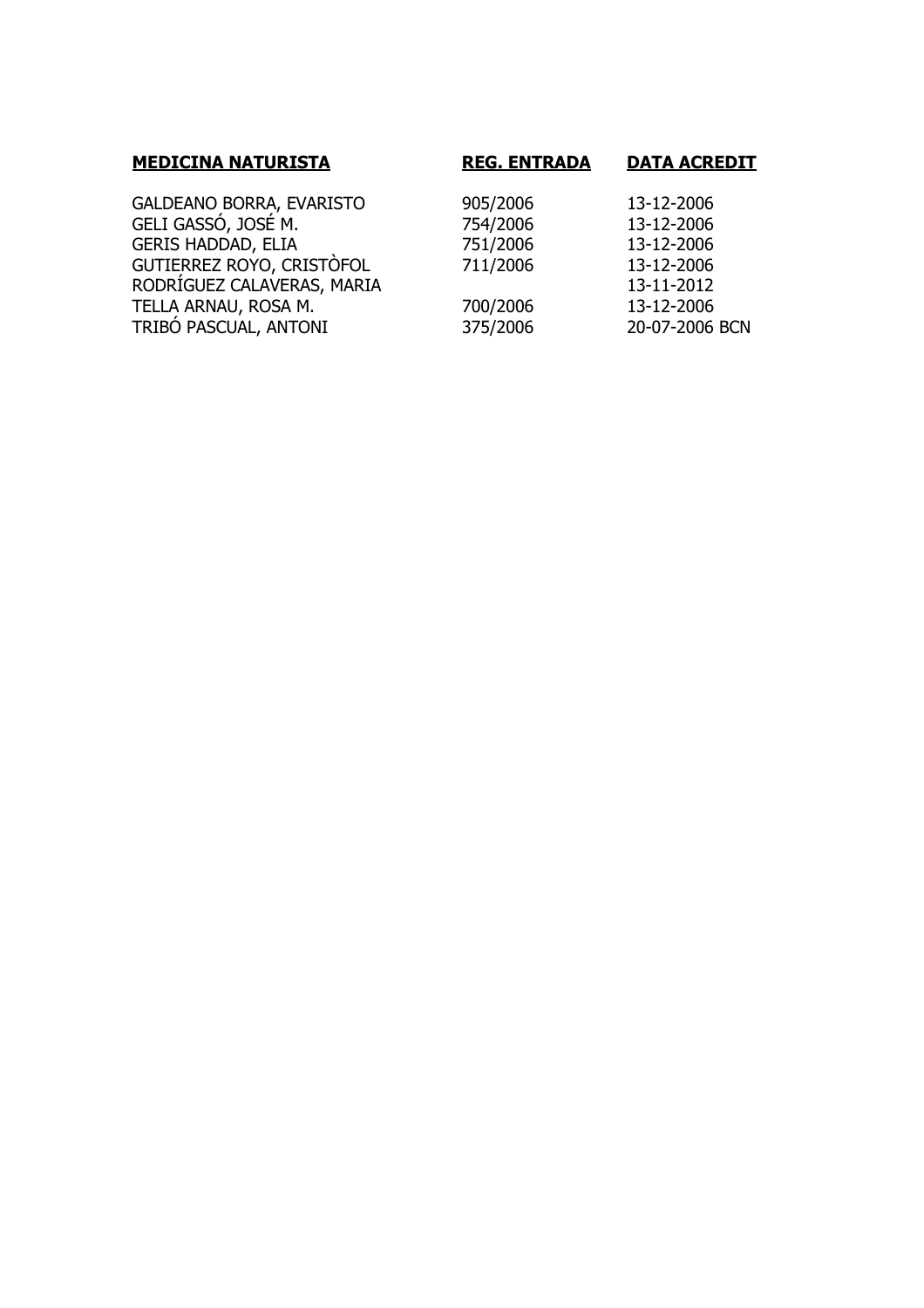| MEDICINA NATURISTA | REG. ENTRADA | DATA ACREDIT |
| --- | --- | --- |
| GALDEANO BORRA, EVARISTO | 905/2006 | 13-12-2006 |
| GELI GASSÓ, JOSÉ M. | 754/2006 | 13-12-2006 |
| GERIS HADDAD, ELIA | 751/2006 | 13-12-2006 |
| GUTIERREZ ROYO, CRISTÒFOL | 711/2006 | 13-12-2006 |
| RODRÍGUEZ CALAVERAS, MARIA | | 13-11-2012 |
| TELLA ARNAU, ROSA M. | 700/2006 | 13-12-2006 |
| TRIBÓ PASCUAL, ANTONI | 375/2006 | 20-07-2006 BCN |